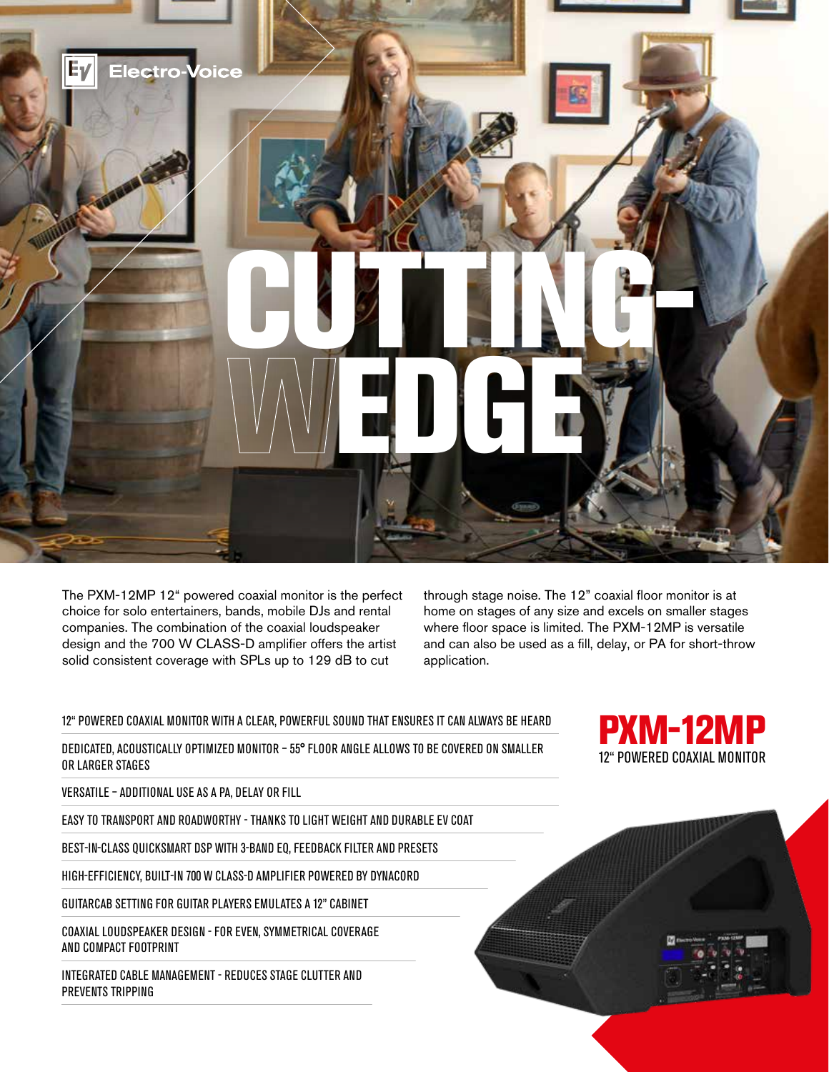Electro-Voice

# CUTTING-WEDGE

The PXM-12MP 12" powered coaxial monitor is the perfect choice for solo entertainers, bands, mobile DJs and rental companies. The combination of the coaxial loudspeaker design and the 700 W CLASS-D amplifier offers the artist solid consistent coverage with SPLs up to 129 dB to cut through stage noise. The 12" coaxial floor monitor is at home on stages of any size and excels on smaller stages where floor space is limited. The PXM-12MP is versatile and can also be used as a fill, delay, or PA for short-throw application.

## PXM-12MP

12" POWERED COAXIAL MONITOR

- 12" POWERED COAXIAL MONITOR WITH A CLEAR, POWERFUL SOUND THAT ENSURES IT CAN ALWAYS BE HEARD
- DEDICATED, ACOUSTICALLY OPTIMIZED MONITOR – 55° FLOOR ANGLE ALLOWS TO BE COVERED ON SMALLER OR LARGER STAGES
- VERSATILE – ADDITIONAL USE AS A PA, DELAY OR FILL
- EASY TO TRANSPORT AND ROADWORTHY - THANKS TO LIGHT WEIGHT AND DURABLE EV COAT
- BEST-IN-CLASS QUICKSMART DSP WITH 3-BAND EQ, FEEDBACK FILTER AND PRESETS
- HIGH-EFFICIENCY, BUILT-IN 700 W CLASS-D AMPLIFIER POWERED BY DYNACORD
- GUITARCAB SETTING FOR GUITAR PLAYERS EMULATES A 12" CABINET
- COAXIAL LOUDSPEAKER DESIGN - FOR EVEN, SYMMETRICAL COVERAGE AND COMPACT FOOTPRINT
- INTEGRATED CABLE MANAGEMENT - REDUCES STAGE CLUTTER AND PREVENTS TRIPPING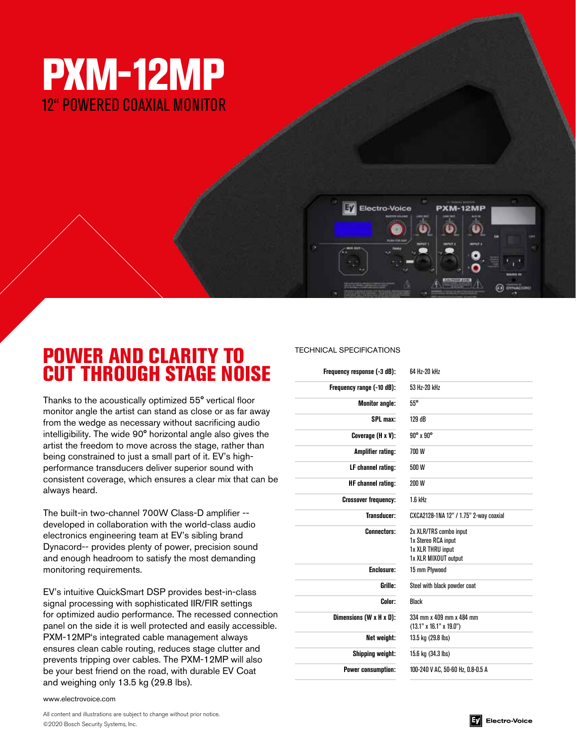# PXM-12MP

## 12" POWERED COAXIAL MONITOR

## POWER AND CLARITY TO CUT THROUGH STAGE NOISE

Thanks to the acoustically optimized 55° vertical floor monitor angle the artist can stand as close or as far away from the wedge as necessary without sacrificing audio intelligibility. The wide 90° horizontal angle also gives the artist the freedom to move across the stage, rather than being constrained to just a small part of it. EV's high-performance transducers deliver superior sound with consistent coverage, which ensures a clear mix that can be always heard.

The built-in two-channel 700W Class-D amplifier -- developed in collaboration with the world-class audio electronics engineering team at EV's sibling brand Dynacord-- provides plenty of power, precision sound and enough headroom to satisfy the most demanding monitoring requirements.

EV's intuitive QuickSmart DSP provides best-in-class signal processing with sophisticated IIR/FIR settings for optimized audio performance. The recessed connection panel on the side it is well protected and easily accessible. PXM-12MP's integrated cable management always ensures clean cable routing, reduces stage clutter and prevents tripping over cables. The PXM-12MP will also be your best friend on the road, with durable EV Coat and weighing only 13.5 kg (29.8 lbs).

www.electrovoice.com

### TECHNICAL SPECIFICATIONS

| | |
|---|---|
| **Frequency response (-3 dB):** | 64 Hz-20 kHz |
| **Frequency range (-10 dB):** | 53 Hz-20 kHz |
| **Monitor angle:** | 55° |
| **SPL max:** | 129 dB |
| **Coverage (H x V):** | 90° x 90° |
| **Amplifier rating:** | 700 W |
| **LF channel rating:** | 500 W |
| **HF channel rating:** | 200 W |
| **Crossover frequency:** | 1.6 kHz |
| **Transducer:** | CXCA2128-1NA 12" / 1.75" 2-way coaxial |
| **Connectors:** | 2x XLR/TRS combo input<br>1x Stereo RCA input<br>1x XLR THRU input<br>1x XLR MIXOUT output |
| **Enclosure:** | 15 mm Plywood |
| **Grille:** | Steel with black powder coat |
| **Color:** | Black |
| **Dimensions (W x H x D):** | 334 mm x 409 mm x 484 mm<br>(13.1" x 16.1" x 19.0") |
| **Net weight:** | 13.5 kg (29.8 lbs) |
| **Shipping weight:** | 15.6 kg (34.3 lbs) |
| **Power consumption:** | 100-240 V AC, 50-60 Hz, 0.8-0.5 A |

All content and illustrations are subject to change without prior notice.
©2020 Bosch Security Systems, Inc.